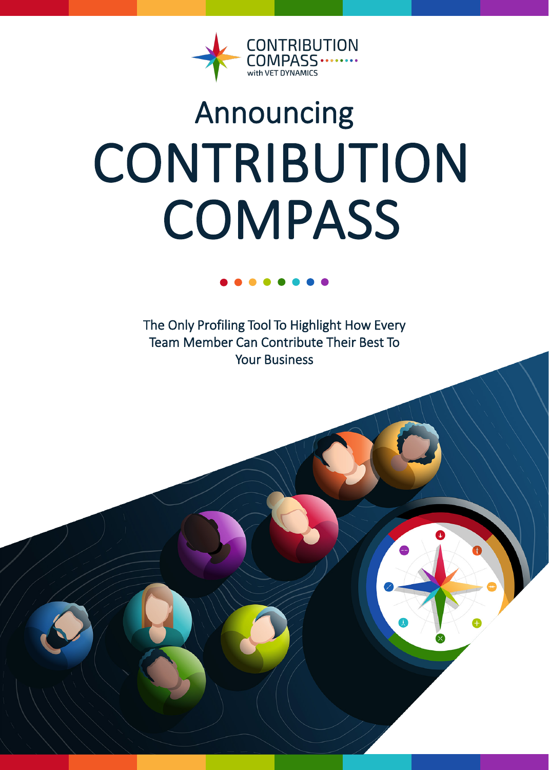CONTRIBUTION COMPASS with VET DYNAMICS

# Announcing

# CONTRIBUTION COMPASS

The Only Profiling Tool To Highlight How Every Team Member Can Contribute Their Best To Your Business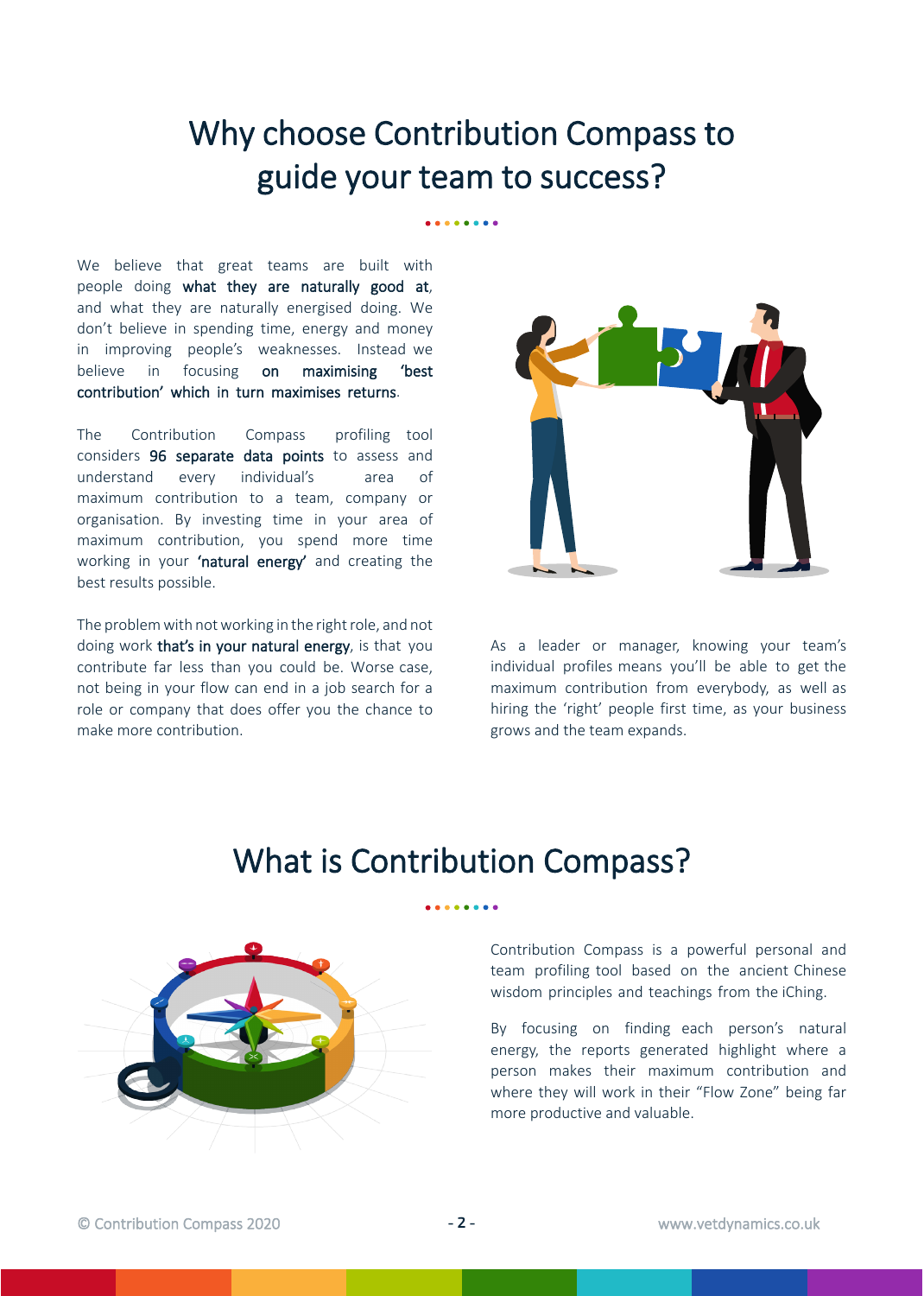# Why choose Contribution Compass to guide your team to success?

We believe that great teams are built with people doing **what they are naturally good at**, and what they are naturally energised doing. We don't believe in spending time, energy and money in improving people's weaknesses. Instead we believe in focusing **on maximising 'best contribution' which in turn maximises returns**.

The Contribution Compass profiling tool considers **96 separate data points** to assess and understand every individual's area of maximum contribution to a team, company or organisation. By investing time in your area of maximum contribution, you spend more time working in your **'natural energy'** and creating the best results possible.

The problem with not working in the right role, and not doing work **that's in your natural energy**, is that you contribute far less than you could be. Worse case, not being in your flow can end in a job search for a role or company that does offer you the chance to make more contribution.

As a leader or manager, knowing your team's individual profiles means you'll be able to get the maximum contribution from everybody, as well as hiring the 'right' people first time, as your business grows and the team expands.

# What is Contribution Compass?

Contribution Compass is a powerful personal and team profiling tool based on the ancient Chinese wisdom principles and teachings from the iChing.

By focusing on finding each person's natural energy, the reports generated highlight where a person makes their maximum contribution and where they will work in their "Flow Zone" being far more productive and valuable.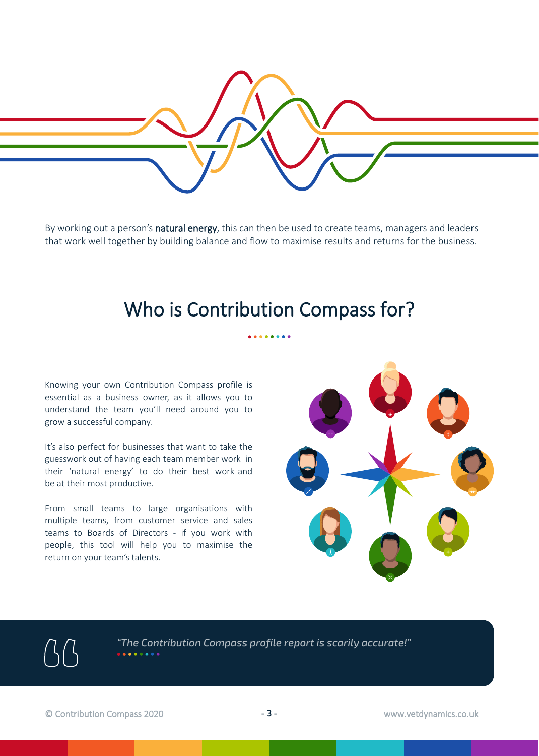By working out a person's **natural energy**, this can then be used to create teams, managers and leaders that work well together by building balance and flow to maximise results and returns for the business.

## Who is Contribution Compass for?

Knowing your own Contribution Compass profile is essential as a business owner, as it allows you to understand the team you'll need around you to grow a successful company.

It's also perfect for businesses that want to take the guesswork out of having each team member work in their 'natural energy' to do their best work and be at their most productive.

From small teams to large organisations with multiple teams, from customer service and sales teams to Boards of Directors - if you work with people, this tool will help you to maximise the return on your team's talents.

> *"The Contribution Compass profile report is scarily accurate!"*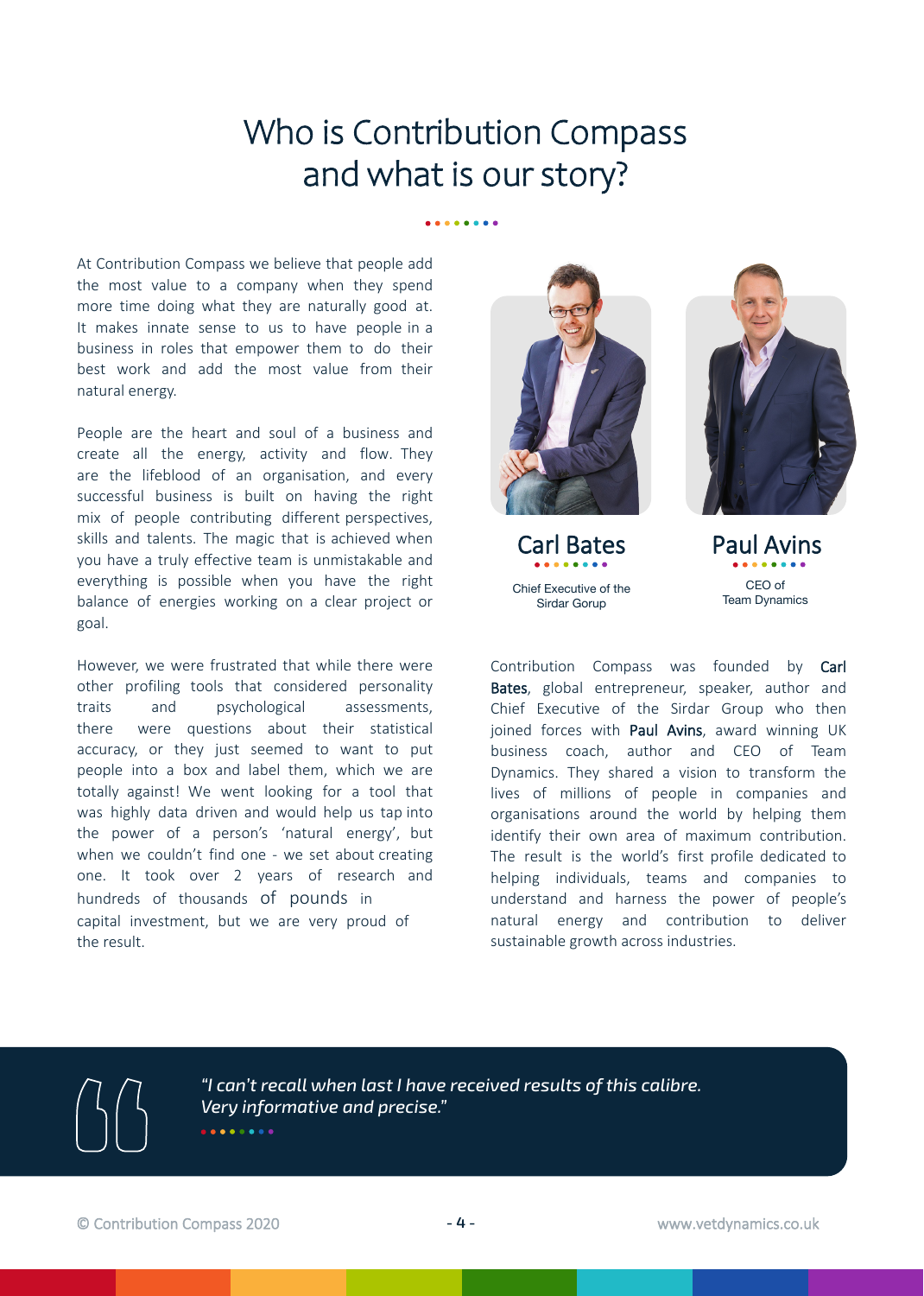# Who is Contribution Compass and what is our story?

At Contribution Compass we believe that people add the most value to a company when they spend more time doing what they are naturally good at. It makes innate sense to us to have people in a business in roles that empower them to do their best work and add the most value from their natural energy.

People are the heart and soul of a business and create all the energy, activity and flow. They are the lifeblood of an organisation, and every successful business is built on having the right mix of people contributing different perspectives, skills and talents. The magic that is achieved when you have a truly effective team is unmistakable and everything is possible when you have the right balance of energies working on a clear project or goal.

However, we were frustrated that while there were other profiling tools that considered personality traits and psychological assessments, there were questions about their statistical accuracy, or they just seemed to want to put people into a box and label them, which we are totally against! We went looking for a tool that was highly data driven and would help us tap into the power of a person's 'natural energy', but when we couldn't find one - we set about creating one. It took over 2 years of research and hundreds of thousands of pounds in capital investment, but we are very proud of the result.

**Carl Bates**

Chief Executive of the Sirdar Gorup

**Paul Avins**

CEO of Team Dynamics

Contribution Compass was founded by **Carl Bates**, global entrepreneur, speaker, author and Chief Executive of the Sirdar Group who then joined forces with **Paul Avins**, award winning UK business coach, author and CEO of Team Dynamics. They shared a vision to transform the lives of millions of people in companies and organisations around the world by helping them identify their own area of maximum contribution. The result is the world's first profile dedicated to helping individuals, teams and companies to understand and harness the power of people's natural energy and contribution to deliver sustainable growth across industries.

> *"I can't recall when last I have received results of this calibre. Very informative and precise."*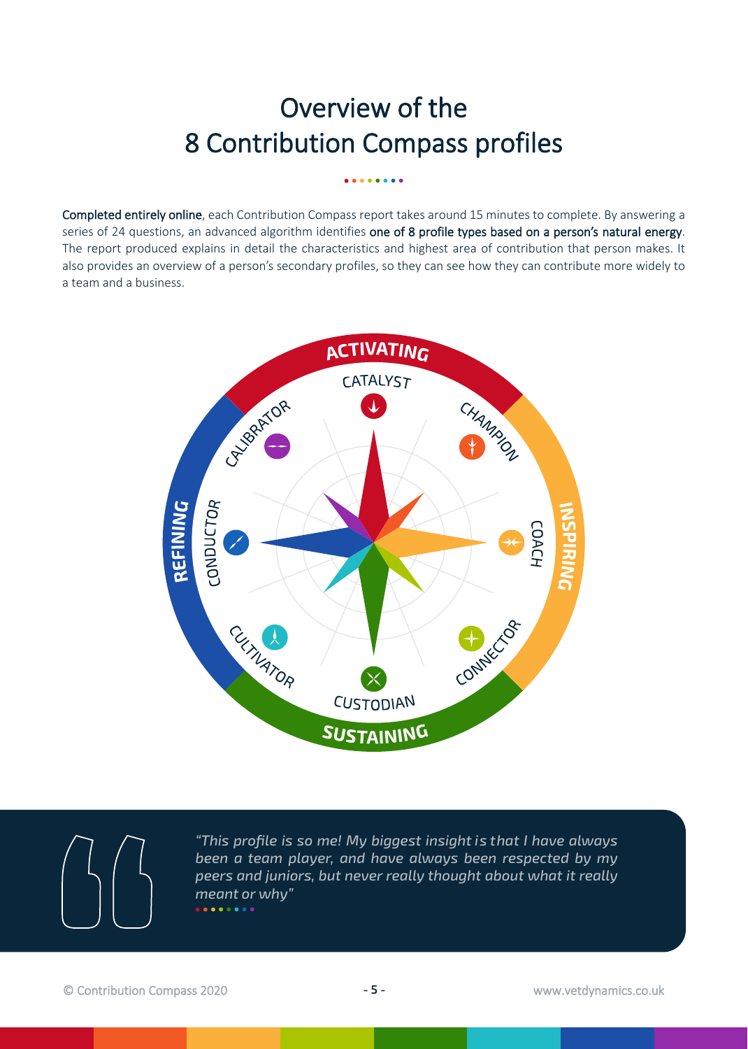# Overview of the 8 Contribution Compass profiles

**Completed entirely online**, each Contribution Compass report takes around 15 minutes to complete. By answering a series of 24 questions, an advanced algorithm identifies **one of 8 profile types based on a person's natural energy**. The report produced explains in detail the characteristics and highest area of contribution that person makes. It also provides an overview of a person's secondary profiles, so they can see how they can contribute more widely to a team and a business.

ACTIVATING
CATALYST
CHAMPION
INSPIRING
COACH
CONNECTOR
SUSTAINING
CUSTODIAN
CULTIVATOR
REFINING
CONDUCTOR
CALIBRATOR

*"This profile is so me! My biggest insight is that I have always been a team player, and have always been respected by my peers and juniors, but never really thought about what it really meant or why"*

© Contribution Compass 2020

www.vetdynamics.co.uk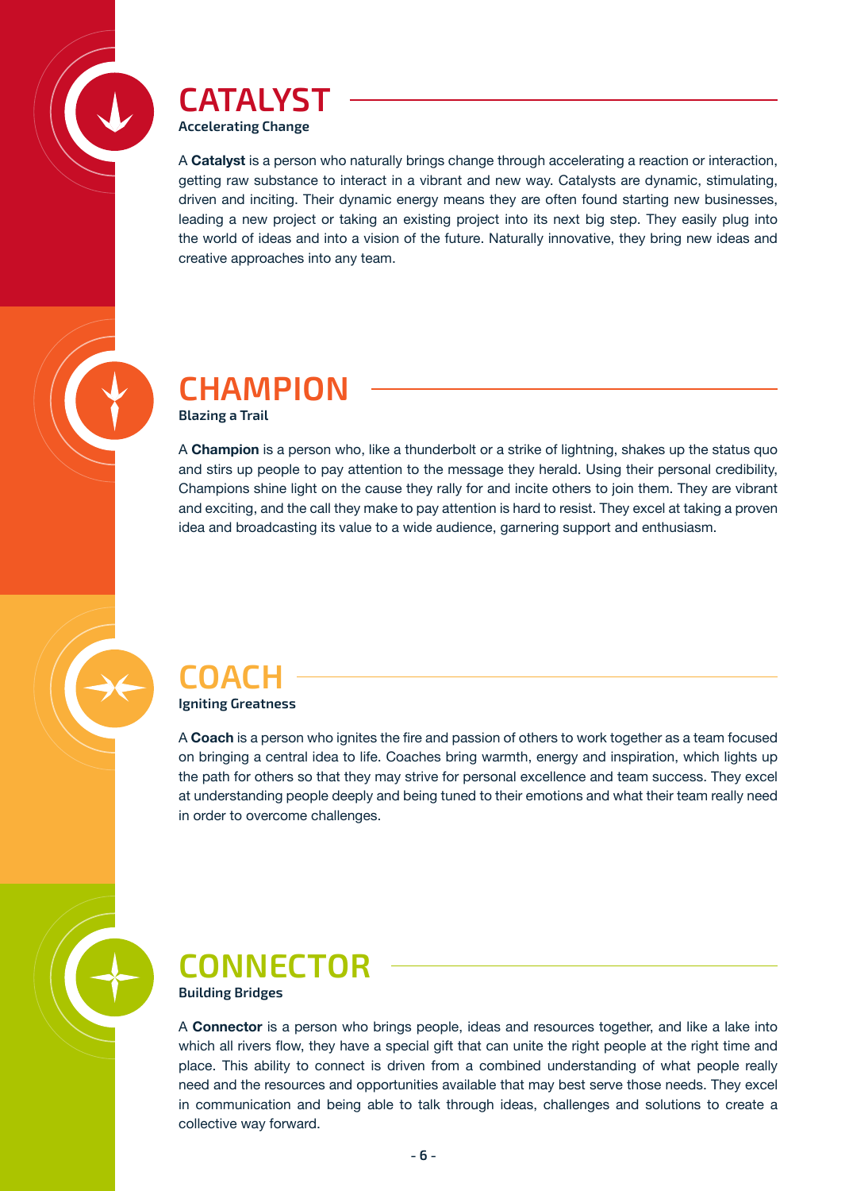## CATALYST

**Accelerating Change**

A **Catalyst** is a person who naturally brings change through accelerating a reaction or interaction, getting raw substance to interact in a vibrant and new way. Catalysts are dynamic, stimulating, driven and inciting. Their dynamic energy means they are often found starting new businesses, leading a new project or taking an existing project into its next big step. They easily plug into the world of ideas and into a vision of the future. Naturally innovative, they bring new ideas and creative approaches into any team.

## CHAMPION

**Blazing a Trail**

A **Champion** is a person who, like a thunderbolt or a strike of lightning, shakes up the status quo and stirs up people to pay attention to the message they herald. Using their personal credibility, Champions shine light on the cause they rally for and incite others to join them. They are vibrant and exciting, and the call they make to pay attention is hard to resist. They excel at taking a proven idea and broadcasting its value to a wide audience, garnering support and enthusiasm.

## COACH

**Igniting Greatness**

A **Coach** is a person who ignites the fire and passion of others to work together as a team focused on bringing a central idea to life. Coaches bring warmth, energy and inspiration, which lights up the path for others so that they may strive for personal excellence and team success. They excel at understanding people deeply and being tuned to their emotions and what their team really need in order to overcome challenges.

## CONNECTOR

**Building Bridges**

A **Connector** is a person who brings people, ideas and resources together, and like a lake into which all rivers flow, they have a special gift that can unite the right people at the right time and place. This ability to connect is driven from a combined understanding of what people really need and the resources and opportunities available that may best serve those needs. They excel in communication and being able to talk through ideas, challenges and solutions to create a collective way forward.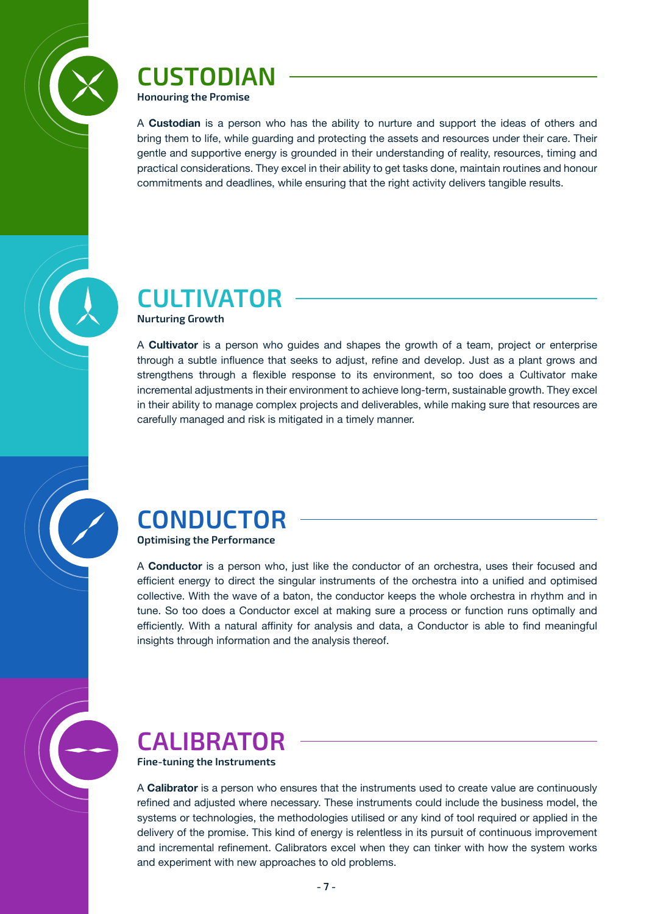## CUSTODIAN

**Honouring the Promise**

A **Custodian** is a person who has the ability to nurture and support the ideas of others and bring them to life, while guarding and protecting the assets and resources under their care. Their gentle and supportive energy is grounded in their understanding of reality, resources, timing and practical considerations. They excel in their ability to get tasks done, maintain routines and honour commitments and deadlines, while ensuring that the right activity delivers tangible results.

## CULTIVATOR

**Nurturing Growth**

A **Cultivator** is a person who guides and shapes the growth of a team, project or enterprise through a subtle influence that seeks to adjust, refine and develop. Just as a plant grows and strengthens through a flexible response to its environment, so too does a Cultivator make incremental adjustments in their environment to achieve long-term, sustainable growth. They excel in their ability to manage complex projects and deliverables, while making sure that resources are carefully managed and risk is mitigated in a timely manner.

## CONDUCTOR

**Optimising the Performance**

A **Conductor** is a person who, just like the conductor of an orchestra, uses their focused and efficient energy to direct the singular instruments of the orchestra into a unified and optimised collective. With the wave of a baton, the conductor keeps the whole orchestra in rhythm and in tune. So too does a Conductor excel at making sure a process or function runs optimally and efficiently. With a natural affinity for analysis and data, a Conductor is able to find meaningful insights through information and the analysis thereof.

## CALIBRATOR

**Fine-tuning the Instruments**

A **Calibrator** is a person who ensures that the instruments used to create value are continuously refined and adjusted where necessary. These instruments could include the business model, the systems or technologies, the methodologies utilised or any kind of tool required or applied in the delivery of the promise. This kind of energy is relentless in its pursuit of continuous improvement and incremental refinement. Calibrators excel when they can tinker with how the system works and experiment with new approaches to old problems.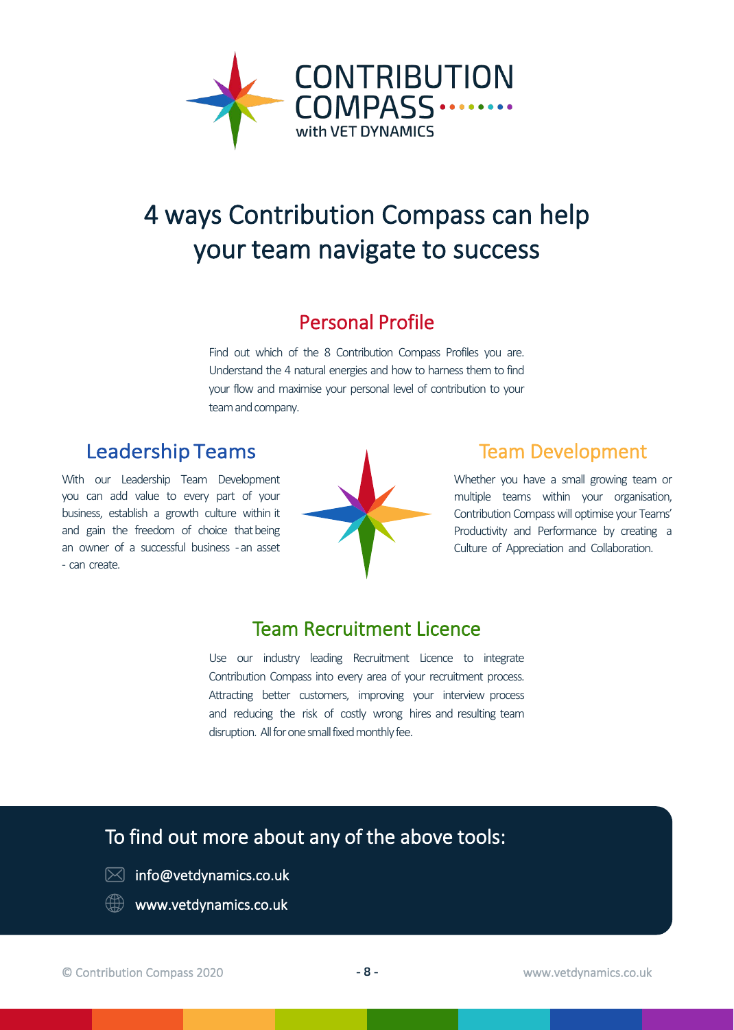CONTRIBUTION COMPASS

with VET DYNAMICS

# 4 ways Contribution Compass can help your team navigate to success

## Personal Profile

Find out which of the 8 Contribution Compass Profiles you are. Understand the 4 natural energies and how to harness them to find your flow and maximise your personal level of contribution to your team and company.

## Leadership Teams

With our Leadership Team Development you can add value to every part of your business, establish a growth culture within it and gain the freedom of choice that being an owner of a successful business - an asset - can create.

## Team Development

Whether you have a small growing team or multiple teams within your organisation, Contribution Compass will optimise your Teams' Productivity and Performance by creating a Culture of Appreciation and Collaboration.

## Team Recruitment Licence

Use our industry leading Recruitment Licence to integrate Contribution Compass into every area of your recruitment process. Attracting better customers, improving your interview process and reducing the risk of costly wrong hires and resulting team disruption. All for one small fixed monthly fee.

## To find out more about any of the above tools:

- info@vetdynamics.co.uk
- www.vetdynamics.co.uk

© Contribution Compass 2020